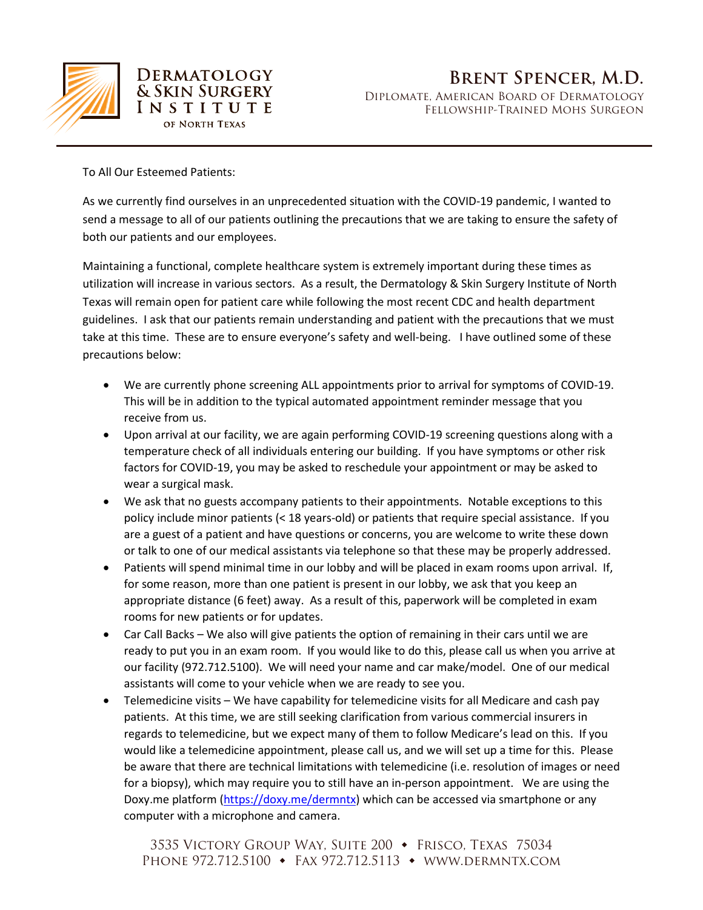**DERMATOLOGY & SKIN SURGERY INSTITUTE OF NORTH TEXAS**

**BRENT SPENCER, M.D.**
DIPLOMATE, AMERICAN BOARD OF DERMATOLOGY
FELLOWSHIP-TRAINED MOHS SURGEON

To All Our Esteemed Patients:

As we currently find ourselves in an unprecedented situation with the COVID-19 pandemic, I wanted to send a message to all of our patients outlining the precautions that we are taking to ensure the safety of both our patients and our employees.

Maintaining a functional, complete healthcare system is extremely important during these times as utilization will increase in various sectors. As a result, the Dermatology & Skin Surgery Institute of North Texas will remain open for patient care while following the most recent CDC and health department guidelines. I ask that our patients remain understanding and patient with the precautions that we must take at this time. These are to ensure everyone's safety and well-being. I have outlined some of these precautions below:

- We are currently phone screening ALL appointments prior to arrival for symptoms of COVID-19. This will be in addition to the typical automated appointment reminder message that you receive from us.
- Upon arrival at our facility, we are again performing COVID-19 screening questions along with a temperature check of all individuals entering our building. If you have symptoms or other risk factors for COVID-19, you may be asked to reschedule your appointment or may be asked to wear a surgical mask.
- We ask that no guests accompany patients to their appointments. Notable exceptions to this policy include minor patients (< 18 years-old) or patients that require special assistance. If you are a guest of a patient and have questions or concerns, you are welcome to write these down or talk to one of our medical assistants via telephone so that these may be properly addressed.
- Patients will spend minimal time in our lobby and will be placed in exam rooms upon arrival. If, for some reason, more than one patient is present in our lobby, we ask that you keep an appropriate distance (6 feet) away. As a result of this, paperwork will be completed in exam rooms for new patients or for updates.
- Car Call Backs – We also will give patients the option of remaining in their cars until we are ready to put you in an exam room. If you would like to do this, please call us when you arrive at our facility (972.712.5100). We will need your name and car make/model. One of our medical assistants will come to your vehicle when we are ready to see you.
- Telemedicine visits – We have capability for telemedicine visits for all Medicare and cash pay patients. At this time, we are still seeking clarification from various commercial insurers in regards to telemedicine, but we expect many of them to follow Medicare's lead on this. If you would like a telemedicine appointment, please call us, and we will set up a time for this. Please be aware that there are technical limitations with telemedicine (i.e. resolution of images or need for a biopsy), which may require you to still have an in-person appointment. We are using the Doxy.me platform (https://doxy.me/dermntx) which can be accessed via smartphone or any computer with a microphone and camera.

3535 VICTORY GROUP WAY, SUITE 200 ◆ FRISCO, TEXAS 75034
PHONE 972.712.5100 ◆ FAX 972.712.5113 ◆ WWW.DERMNTX.COM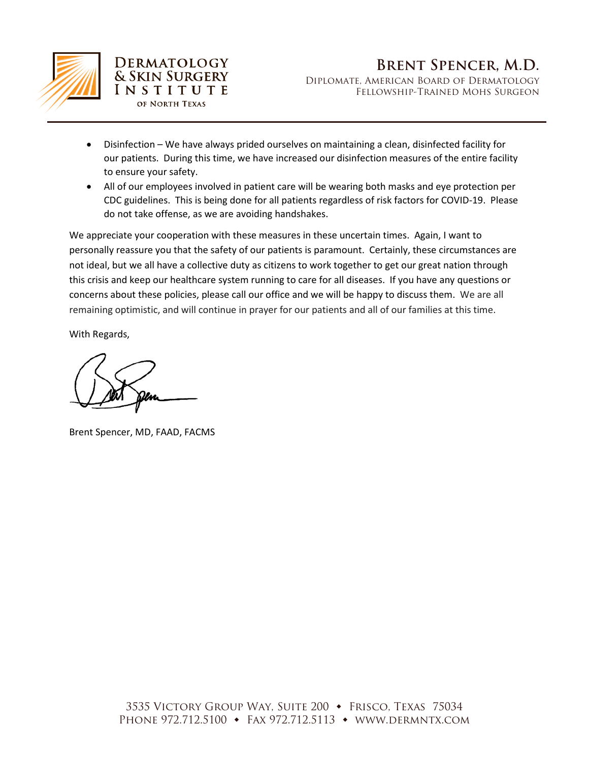- Disinfection – We have always prided ourselves on maintaining a clean, disinfected facility for our patients. During this time, we have increased our disinfection measures of the entire facility to ensure your safety.
- All of our employees involved in patient care will be wearing both masks and eye protection per CDC guidelines. This is being done for all patients regardless of risk factors for COVID-19. Please do not take offense, as we are avoiding handshakes.

We appreciate your cooperation with these measures in these uncertain times. Again, I want to personally reassure you that the safety of our patients is paramount. Certainly, these circumstances are not ideal, but we all have a collective duty as citizens to work together to get our great nation through this crisis and keep our healthcare system running to care for all diseases. If you have any questions or concerns about these policies, please call our office and we will be happy to discuss them. We are all remaining optimistic, and will continue in prayer for our patients and all of our families at this time.

With Regards,

Brent Spencer, MD, FAAD, FACMS